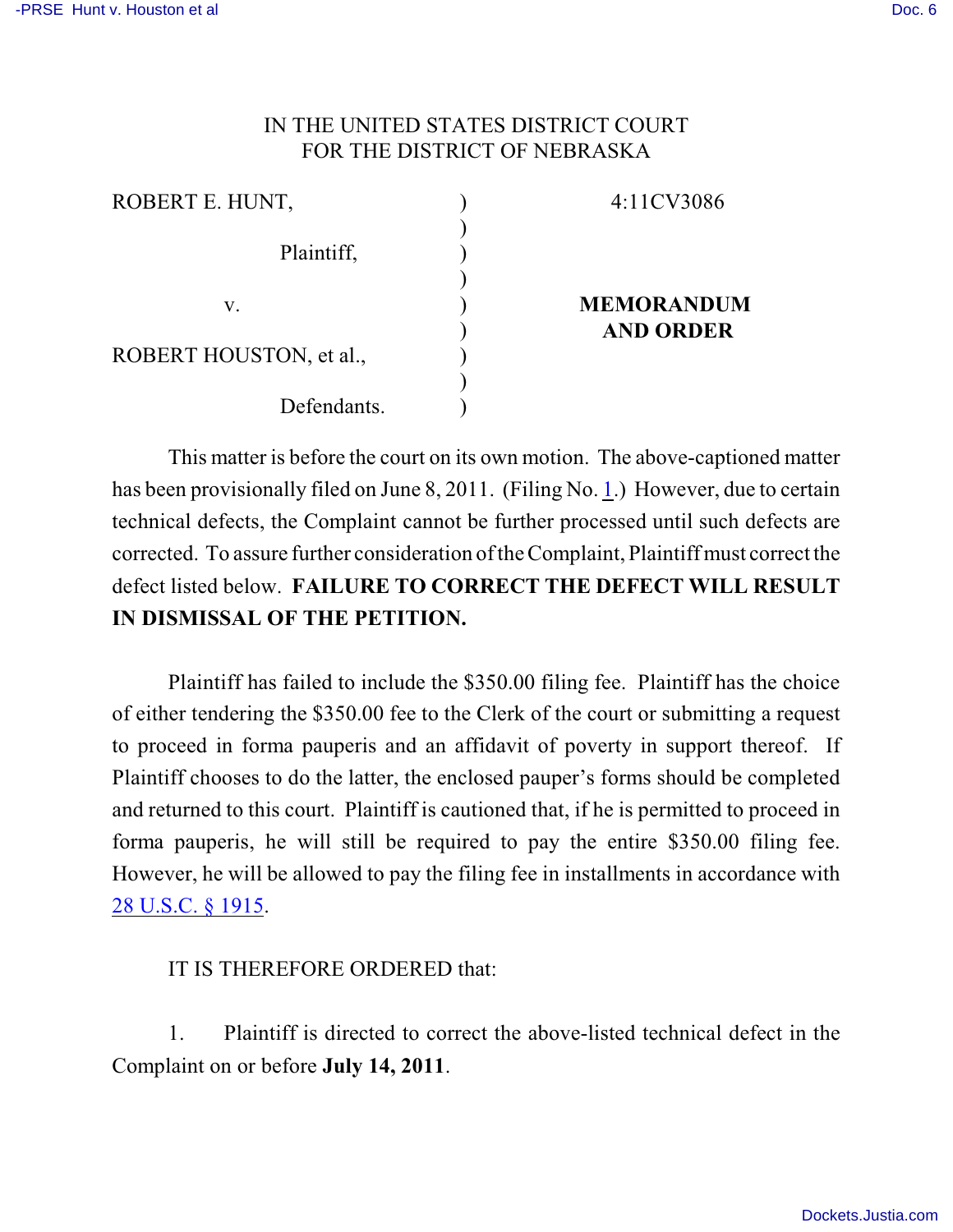IN THE UNITED STATES DISTRICT COURT
FOR THE DISTRICT OF NEBRASKA

| | | |
|---|---|---|
| ROBERT E. HUNT, | ) | 4:11CV3086 |
| Plaintiff, | ) | |
| v. | ) | **MEMORANDUM AND ORDER** |
| ROBERT HOUSTON, et al., | ) | |
| Defendants. | ) | |

This matter is before the court on its own motion. The above-captioned matter has been provisionally filed on June 8, 2011. (Filing No. 1.) However, due to certain technical defects, the Complaint cannot be further processed until such defects are corrected. To assure further consideration of the Complaint, Plaintiff must correct the defect listed below. **FAILURE TO CORRECT THE DEFECT WILL RESULT IN DISMISSAL OF THE PETITION.**

Plaintiff has failed to include the $350.00 filing fee. Plaintiff has the choice of either tendering the $350.00 fee to the Clerk of the court or submitting a request to proceed in forma pauperis and an affidavit of poverty in support thereof. If Plaintiff chooses to do the latter, the enclosed pauper's forms should be completed and returned to this court. Plaintiff is cautioned that, if he is permitted to proceed in forma pauperis, he will still be required to pay the entire $350.00 filing fee. However, he will be allowed to pay the filing fee in installments in accordance with 28 U.S.C. § 1915.

IT IS THEREFORE ORDERED that:

1. Plaintiff is directed to correct the above-listed technical defect in the Complaint on or before **July 14, 2011**.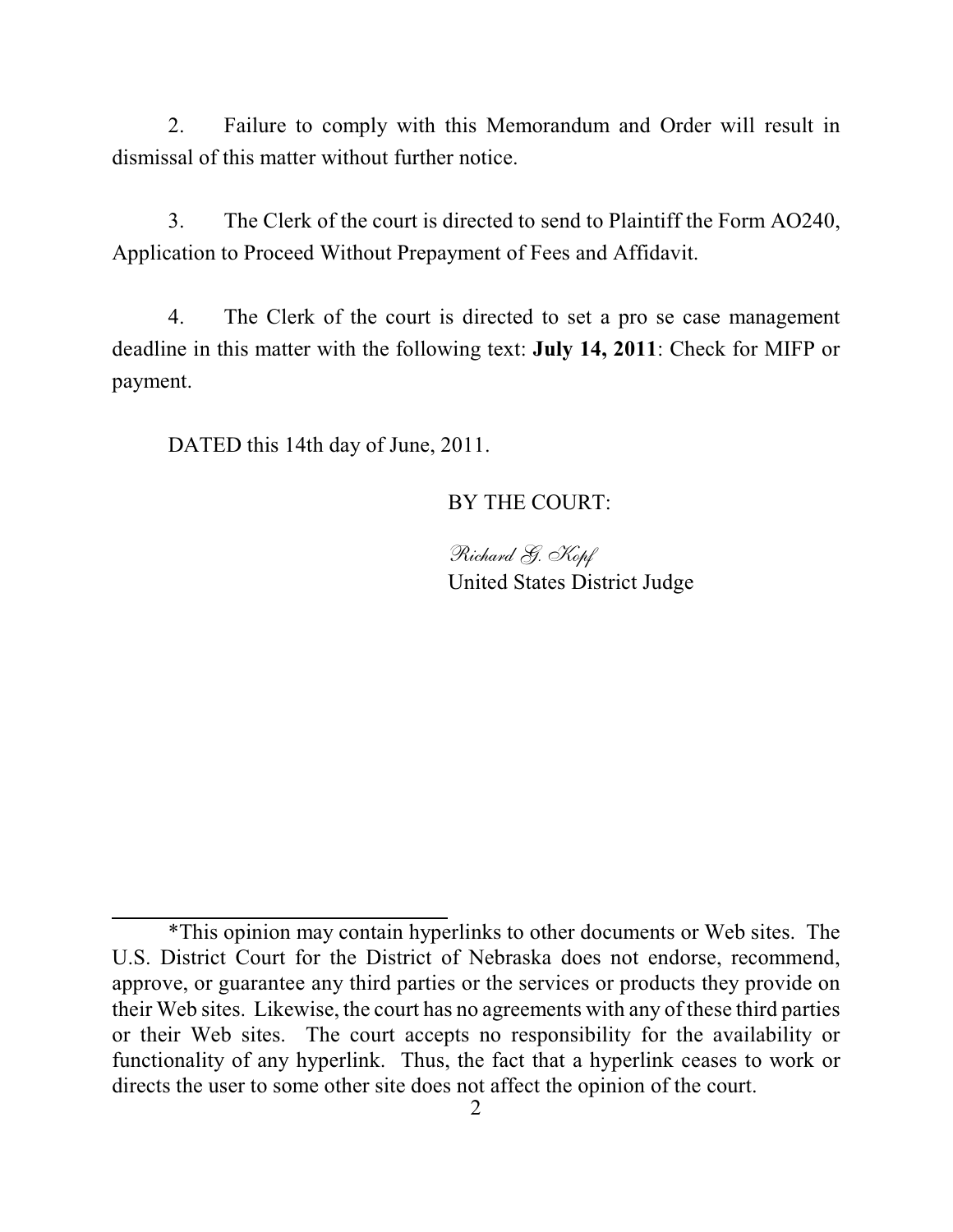2. Failure to comply with this Memorandum and Order will result in dismissal of this matter without further notice.

3. The Clerk of the court is directed to send to Plaintiff the Form AO240, Application to Proceed Without Prepayment of Fees and Affidavit.

4. The Clerk of the court is directed to set a pro se case management deadline in this matter with the following text: **July 14, 2011**: Check for MIFP or payment.

DATED this 14th day of June, 2011.

BY THE COURT:

*Richard G. Kopf*
United States District Judge

---

*This opinion may contain hyperlinks to other documents or Web sites. The U.S. District Court for the District of Nebraska does not endorse, recommend, approve, or guarantee any third parties or the services or products they provide on their Web sites. Likewise, the court has no agreements with any of these third parties or their Web sites. The court accepts no responsibility for the availability or functionality of any hyperlink. Thus, the fact that a hyperlink ceases to work or directs the user to some other site does not affect the opinion of the court.